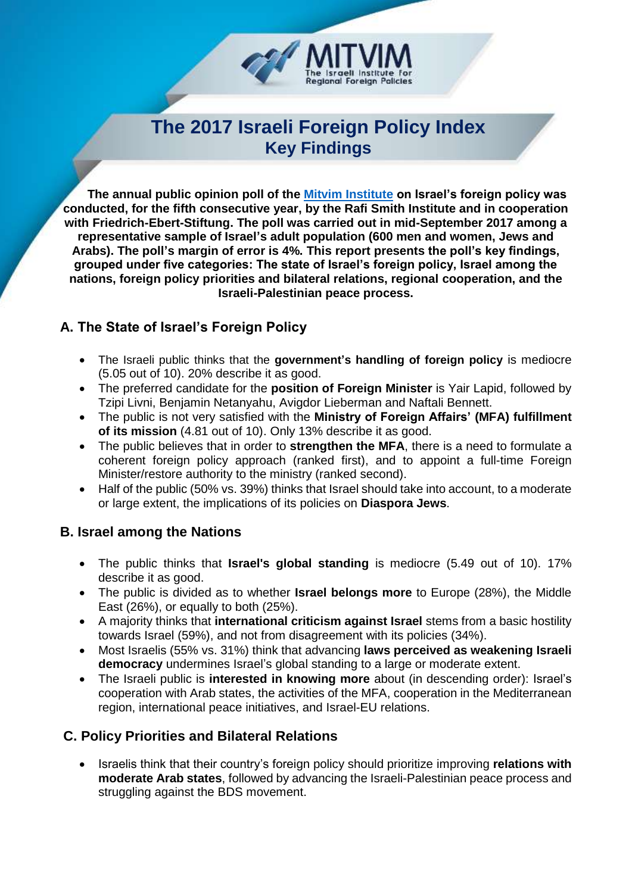MITVIM
The Israeli Institute for Regional Foreign Policies

# The 2017 Israeli Foreign Policy Index
## Key Findings

**The annual public opinion poll of the Mitvim Institute on Israel's foreign policy was conducted, for the fifth consecutive year, by the Rafi Smith Institute and in cooperation with Friedrich-Ebert-Stiftung. The poll was carried out in mid-September 2017 among a representative sample of Israel's adult population (600 men and women, Jews and Arabs). The poll's margin of error is 4%. This report presents the poll's key findings, grouped under five categories: The state of Israel's foreign policy, Israel among the nations, foreign policy priorities and bilateral relations, regional cooperation, and the Israeli-Palestinian peace process.**

### A. The State of Israel's Foreign Policy

- The Israeli public thinks that the **government's handling of foreign policy** is mediocre (5.05 out of 10). 20% describe it as good.
- The preferred candidate for the **position of Foreign Minister** is Yair Lapid, followed by Tzipi Livni, Benjamin Netanyahu, Avigdor Lieberman and Naftali Bennett.
- The public is not very satisfied with the **Ministry of Foreign Affairs' (MFA) fulfillment of its mission** (4.81 out of 10). Only 13% describe it as good.
- The public believes that in order to **strengthen the MFA**, there is a need to formulate a coherent foreign policy approach (ranked first), and to appoint a full-time Foreign Minister/restore authority to the ministry (ranked second).
- Half of the public (50% vs. 39%) thinks that Israel should take into account, to a moderate or large extent, the implications of its policies on **Diaspora Jews**.

### B. Israel among the Nations

- The public thinks that **Israel's global standing** is mediocre (5.49 out of 10). 17% describe it as good.
- The public is divided as to whether **Israel belongs more** to Europe (28%), the Middle East (26%), or equally to both (25%).
- A majority thinks that **international criticism against Israel** stems from a basic hostility towards Israel (59%), and not from disagreement with its policies (34%).
- Most Israelis (55% vs. 31%) think that advancing **laws perceived as weakening Israeli democracy** undermines Israel's global standing to a large or moderate extent.
- The Israeli public is **interested in knowing more** about (in descending order): Israel's cooperation with Arab states, the activities of the MFA, cooperation in the Mediterranean region, international peace initiatives, and Israel-EU relations.

### C. Policy Priorities and Bilateral Relations

- Israelis think that their country's foreign policy should prioritize improving **relations with moderate Arab states**, followed by advancing the Israeli-Palestinian peace process and struggling against the BDS movement.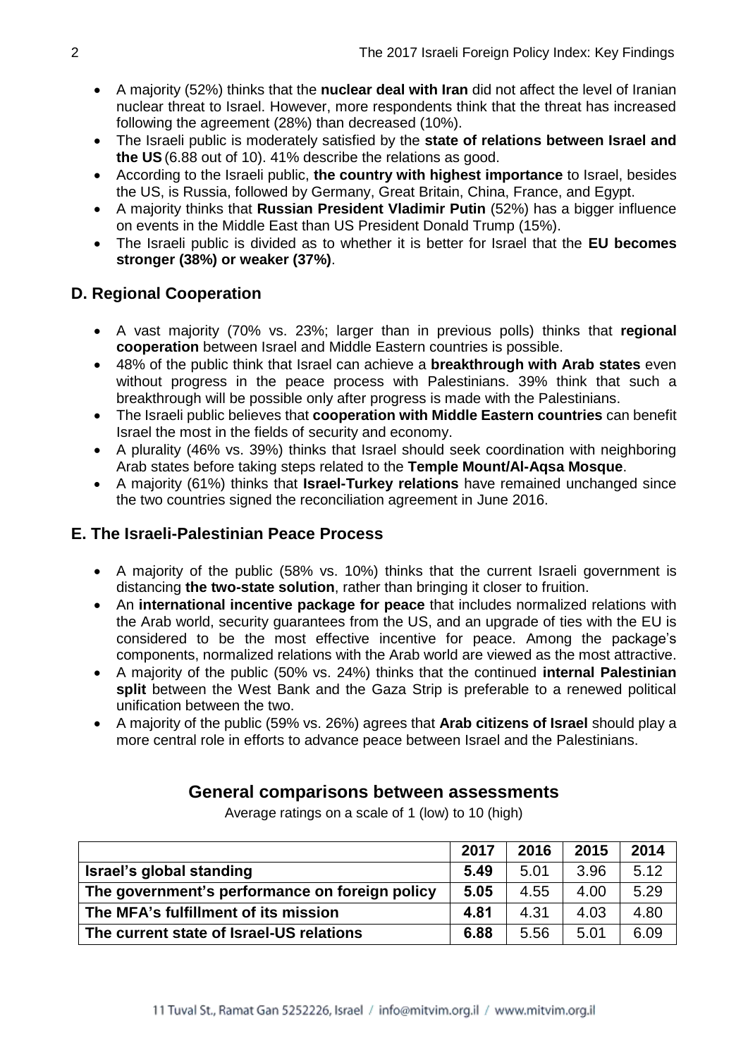- A majority (52%) thinks that the **nuclear deal with Iran** did not affect the level of Iranian nuclear threat to Israel. However, more respondents think that the threat has increased following the agreement (28%) than decreased (10%).
- The Israeli public is moderately satisfied by the **state of relations between Israel and the US** (6.88 out of 10). 41% describe the relations as good.
- According to the Israeli public, **the country with highest importance** to Israel, besides the US, is Russia, followed by Germany, Great Britain, China, France, and Egypt.
- A majority thinks that **Russian President Vladimir Putin** (52%) has a bigger influence on events in the Middle East than US President Donald Trump (15%).
- The Israeli public is divided as to whether it is better for Israel that the **EU becomes stronger (38%) or weaker (37%)**.

## D. Regional Cooperation

- A vast majority (70% vs. 23%; larger than in previous polls) thinks that **regional cooperation** between Israel and Middle Eastern countries is possible.
- 48% of the public think that Israel can achieve a **breakthrough with Arab states** even without progress in the peace process with Palestinians. 39% think that such a breakthrough will be possible only after progress is made with the Palestinians.
- The Israeli public believes that **cooperation with Middle Eastern countries** can benefit Israel the most in the fields of security and economy.
- A plurality (46% vs. 39%) thinks that Israel should seek coordination with neighboring Arab states before taking steps related to the **Temple Mount/Al-Aqsa Mosque**.
- A majority (61%) thinks that **Israel-Turkey relations** have remained unchanged since the two countries signed the reconciliation agreement in June 2016.

## E. The Israeli-Palestinian Peace Process

- A majority of the public (58% vs. 10%) thinks that the current Israeli government is distancing **the two-state solution**, rather than bringing it closer to fruition.
- An **international incentive package for peace** that includes normalized relations with the Arab world, security guarantees from the US, and an upgrade of ties with the EU is considered to be the most effective incentive for peace. Among the package's components, normalized relations with the Arab world are viewed as the most attractive.
- A majority of the public (50% vs. 24%) thinks that the continued **internal Palestinian split** between the West Bank and the Gaza Strip is preferable to a renewed political unification between the two.
- A majority of the public (59% vs. 26%) agrees that **Arab citizens of Israel** should play a more central role in efforts to advance peace between Israel and the Palestinians.

## General comparisons between assessments

Average ratings on a scale of 1 (low) to 10 (high)

| | 2017 | 2016 | 2015 | 2014 |
|---|---|---|---|---|
| **Israel's global standing** | **5.49** | 5.01 | 3.96 | 5.12 |
| **The government's performance on foreign policy** | **5.05** | 4.55 | 4.00 | 5.29 |
| **The MFA's fulfillment of its mission** | **4.81** | 4.31 | 4.03 | 4.80 |
| **The current state of Israel-US relations** | **6.88** | 5.56 | 5.01 | 6.09 |